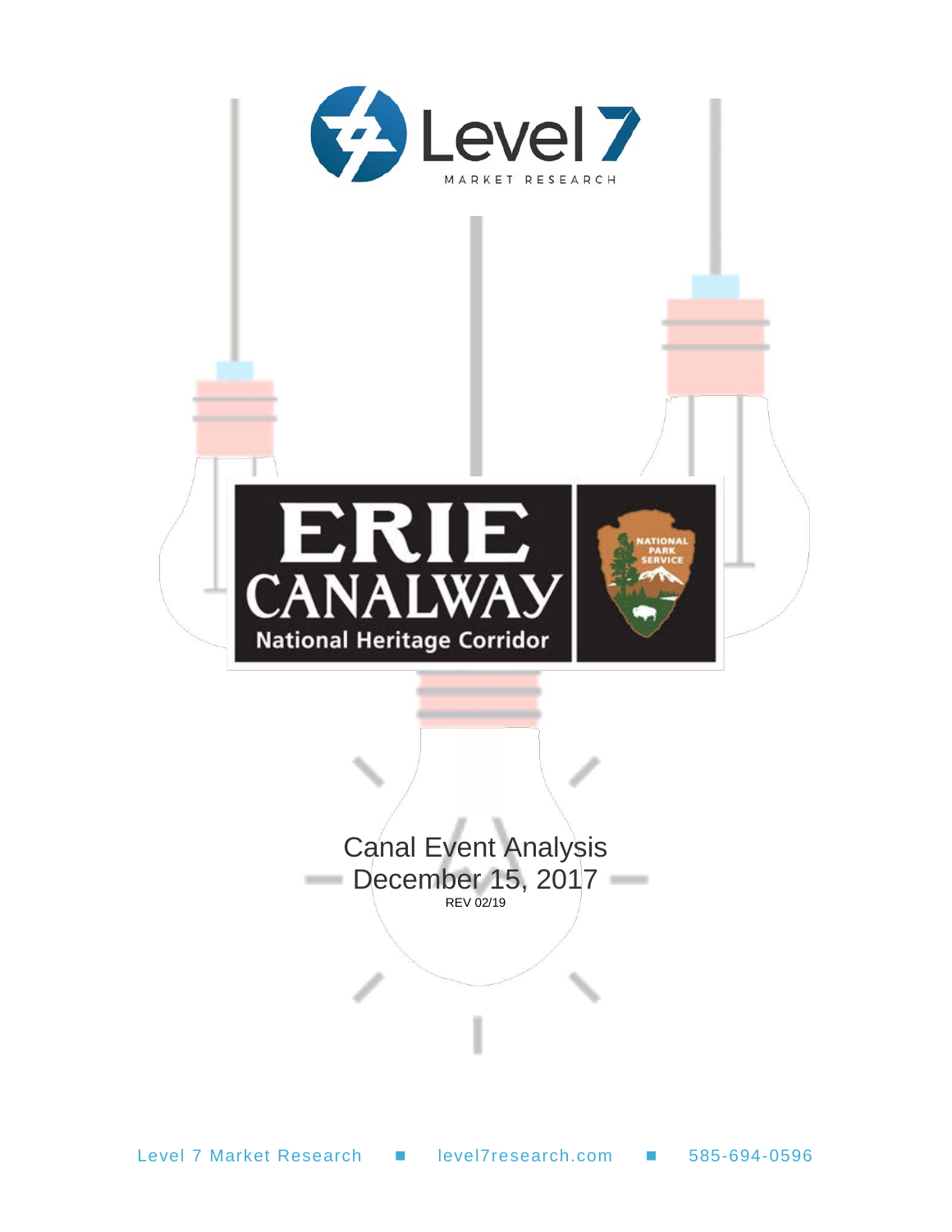Level 7
MARKET RESEARCH

ERIE
CANALWAY
National Heritage Corridor

NATIONAL PARK SERVICE

# Canal Event Analysis

December 15, 2017

REV 02/19

Level 7 Market Research ■ level7research.com ■ 585-694-0596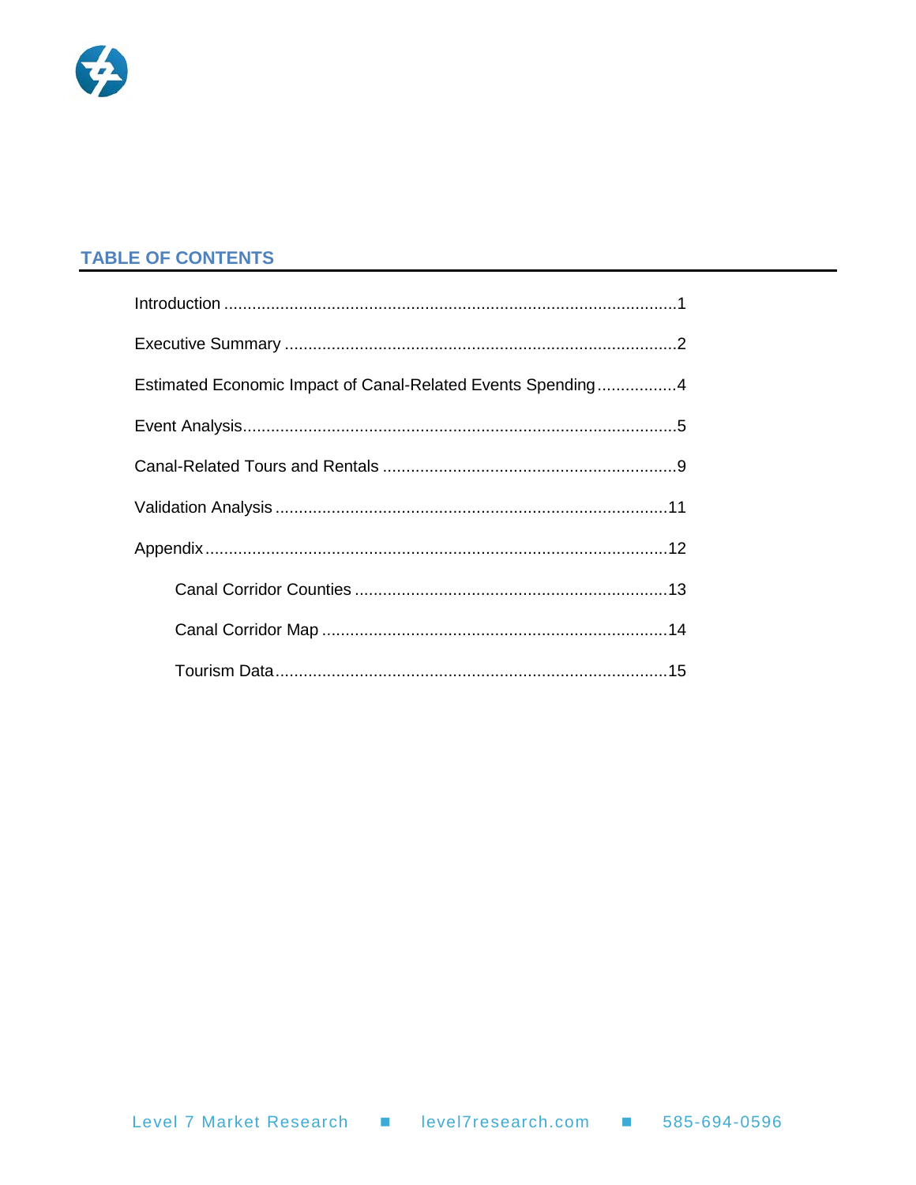## TABLE OF CONTENTS

Introduction ................................................................................................1

Executive Summary ...................................................................................2

Estimated Economic Impact of Canal-Related Events Spending .................4

Event Analysis............................................................................................5

Canal-Related Tours and Rentals ...............................................................9

Validation Analysis ....................................................................................11

Appendix ..................................................................................................12

- Canal Corridor Counties ...................................................................13
- Canal Corridor Map .........................................................................14
- Tourism Data....................................................................................15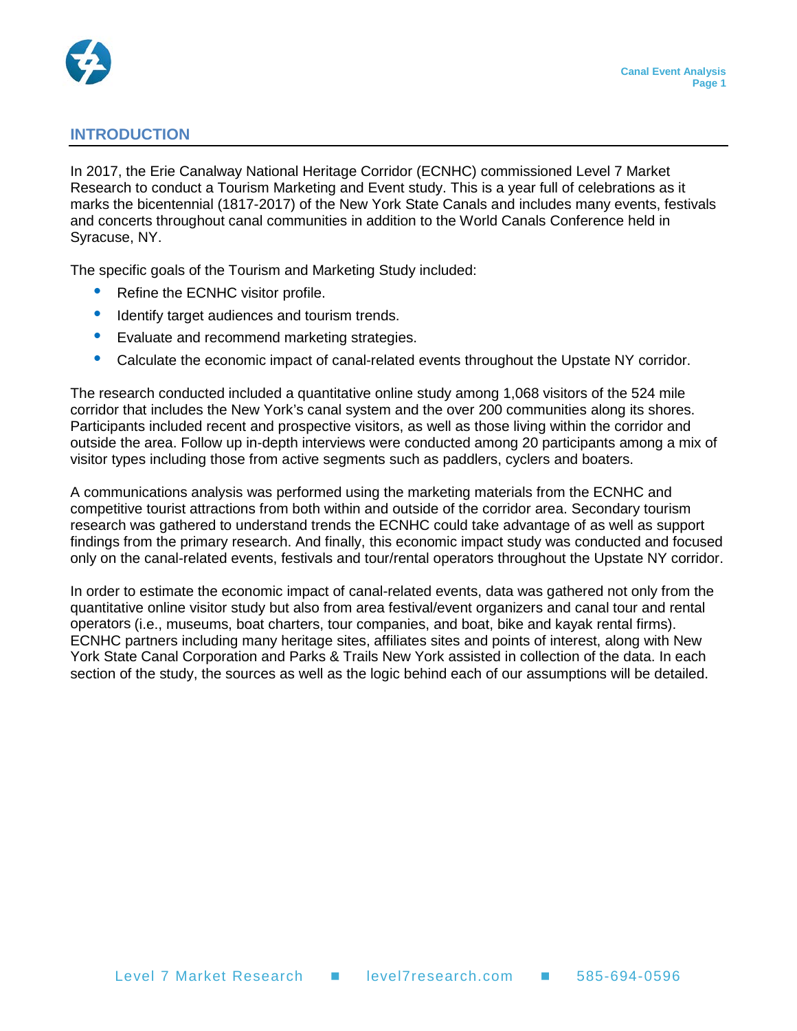## INTRODUCTION

In 2017, the Erie Canalway National Heritage Corridor (ECNHC) commissioned Level 7 Market Research to conduct a Tourism Marketing and Event study. This is a year full of celebrations as it marks the bicentennial (1817-2017) of the New York State Canals and includes many events, festivals and concerts throughout canal communities in addition to the World Canals Conference held in Syracuse, NY.

The specific goals of the Tourism and Marketing Study included:

- Refine the ECNHC visitor profile.
- Identify target audiences and tourism trends.
- Evaluate and recommend marketing strategies.
- Calculate the economic impact of canal-related events throughout the Upstate NY corridor.

The research conducted included a quantitative online study among 1,068 visitors of the 524 mile corridor that includes the New York's canal system and the over 200 communities along its shores. Participants included recent and prospective visitors, as well as those living within the corridor and outside the area. Follow up in-depth interviews were conducted among 20 participants among a mix of visitor types including those from active segments such as paddlers, cyclers and boaters.

A communications analysis was performed using the marketing materials from the ECNHC and competitive tourist attractions from both within and outside of the corridor area. Secondary tourism research was gathered to understand trends the ECNHC could take advantage of as well as support findings from the primary research. And finally, this economic impact study was conducted and focused only on the canal-related events, festivals and tour/rental operators throughout the Upstate NY corridor.

In order to estimate the economic impact of canal-related events, data was gathered not only from the quantitative online visitor study but also from area festival/event organizers and canal tour and rental operators (i.e., museums, boat charters, tour companies, and boat, bike and kayak rental firms). ECNHC partners including many heritage sites, affiliates sites and points of interest, along with New York State Canal Corporation and Parks & Trails New York assisted in collection of the data. In each section of the study, the sources as well as the logic behind each of our assumptions will be detailed.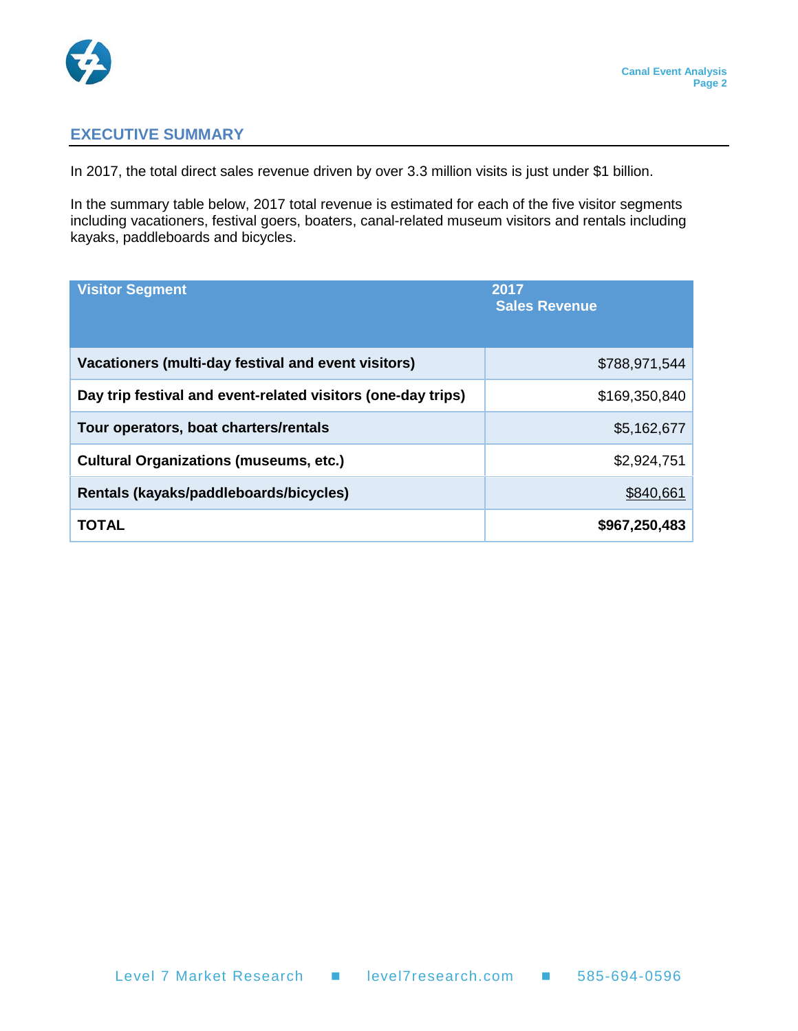## EXECUTIVE SUMMARY

In 2017, the total direct sales revenue driven by over 3.3 million visits is just under $1 billion.

In the summary table below, 2017 total revenue is estimated for each of the five visitor segments including vacationers, festival goers, boaters, canal-related museum visitors and rentals including kayaks, paddleboards and bicycles.

| Visitor Segment | 2017 Sales Revenue |
|---|---:|
| **Vacationers (multi-day festival and event visitors)** | $788,971,544 |
| **Day trip festival and event-related visitors (one-day trips)** | $169,350,840 |
| **Tour operators, boat charters/rentals** | $5,162,677 |
| **Cultural Organizations (museums, etc.)** | $2,924,751 |
| **Rentals (kayaks/paddleboards/bicycles)** | $840,661 |
| **TOTAL** | **$967,250,483** |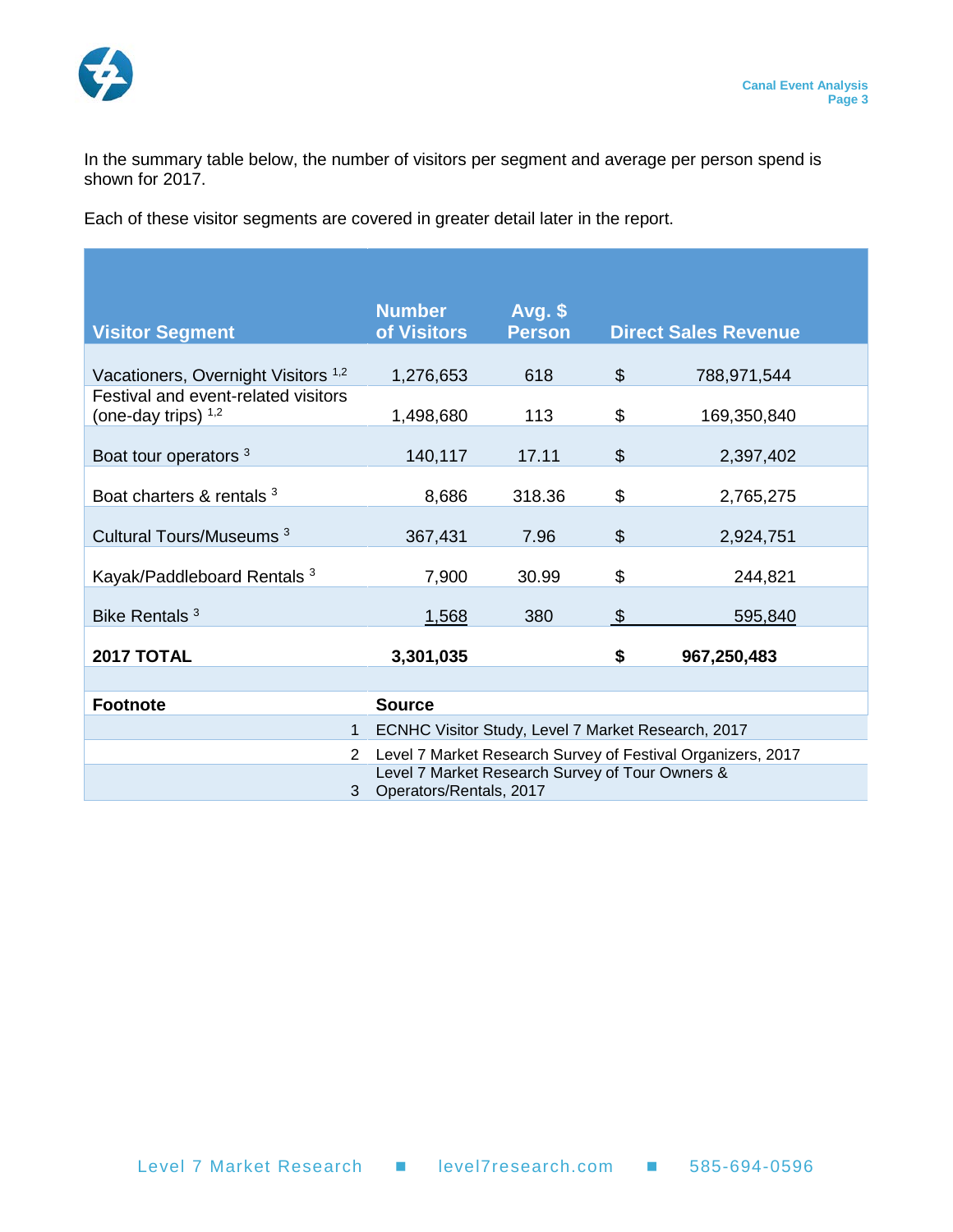In the summary table below, the number of visitors per segment and average per person spend is shown for 2017.

Each of these visitor segments are covered in greater detail later in the report.

| Visitor Segment | Number of Visitors | Avg. $ Person | Direct Sales Revenue | |
|---|---|---|---|---|
| Vacationers, Overnight Visitors [1,2] | 1,276,653 | 618 | $ | 788,971,544 |
| Festival and event-related visitors (one-day trips) [1,2] | 1,498,680 | 113 | $ | 169,350,840 |
| Boat tour operators [3] | 140,117 | 17.11 | $ | 2,397,402 |
| Boat charters & rentals [3] | 8,686 | 318.36 | $ | 2,765,275 |
| Cultural Tours/Museums [3] | 367,431 | 7.96 | $ | 2,924,751 |
| Kayak/Paddleboard Rentals [3] | 7,900 | 30.99 | $ | 244,821 |
| Bike Rentals [3] | 1,568 | 380 | $ | 595,840 |
| **2017 TOTAL** | **3,301,035** | | **$** | **967,250,483** |

| Footnote | Source |
|---|---|
| 1 | ECNHC Visitor Study, Level 7 Market Research, 2017 |
| 2 | Level 7 Market Research Survey of Festival Organizers, 2017 |
| 3 | Level 7 Market Research Survey of Tour Owners & Operators/Rentals, 2017 |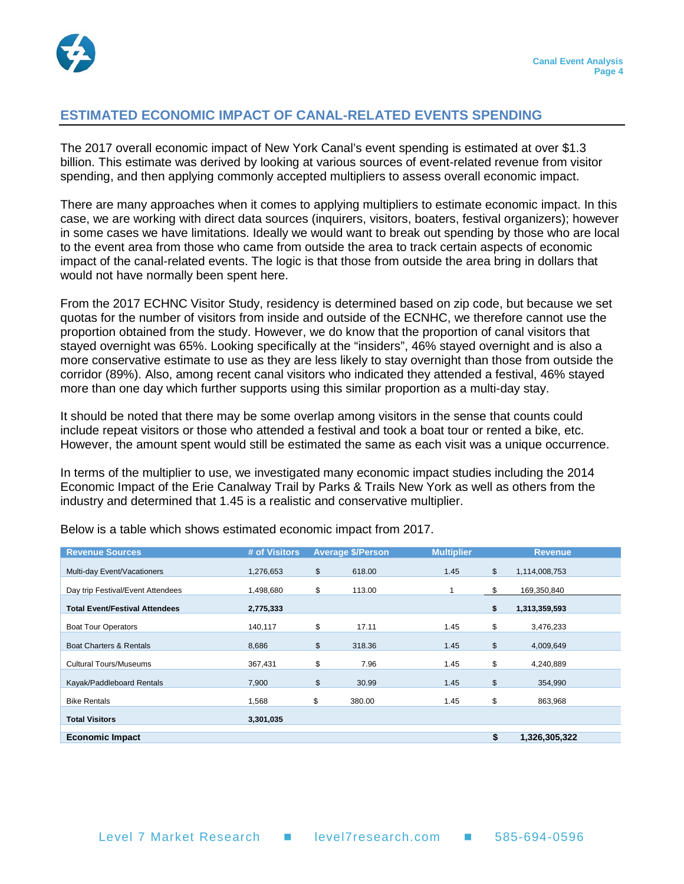## ESTIMATED ECONOMIC IMPACT OF CANAL-RELATED EVENTS SPENDING

The 2017 overall economic impact of New York Canal's event spending is estimated at over $1.3 billion. This estimate was derived by looking at various sources of event-related revenue from visitor spending, and then applying commonly accepted multipliers to assess overall economic impact.

There are many approaches when it comes to applying multipliers to estimate economic impact. In this case, we are working with direct data sources (inquirers, visitors, boaters, festival organizers); however in some cases we have limitations. Ideally we would want to break out spending by those who are local to the event area from those who came from outside the area to track certain aspects of economic impact of the canal-related events. The logic is that those from outside the area bring in dollars that would not have normally been spent here.

From the 2017 ECHNC Visitor Study, residency is determined based on zip code, but because we set quotas for the number of visitors from inside and outside of the ECNHC, we therefore cannot use the proportion obtained from the study. However, we do know that the proportion of canal visitors that stayed overnight was 65%. Looking specifically at the "insiders", 46% stayed overnight and is also a more conservative estimate to use as they are less likely to stay overnight than those from outside the corridor (89%). Also, among recent canal visitors who indicated they attended a festival, 46% stayed more than one day which further supports using this similar proportion as a multi-day stay.

It should be noted that there may be some overlap among visitors in the sense that counts could include repeat visitors or those who attended a festival and took a boat tour or rented a bike, etc. However, the amount spent would still be estimated the same as each visit was a unique occurrence.

In terms of the multiplier to use, we investigated many economic impact studies including the 2014 Economic Impact of the Erie Canalway Trail by Parks & Trails New York as well as others from the industry and determined that 1.45 is a realistic and conservative multiplier.

Below is a table which shows estimated economic impact from 2017.

| Revenue Sources | # of Visitors | Average $/Person | Multiplier | Revenue |
|---|---|---|---|---|
| Multi-day Event/Vacationers | 1,276,653 | $ 618.00 | 1.45 | $ 1,114,008,753 |
| Day trip Festival/Event Attendees | 1,498,680 | $ 113.00 | 1 | $ 169,350,840 |
| **Total Event/Festival Attendees** | **2,775,333** | | | **$ 1,313,359,593** |
| Boat Tour Operators | 140,117 | $ 17.11 | 1.45 | $ 3,476,233 |
| Boat Charters & Rentals | 8,686 | $ 318.36 | 1.45 | $ 4,009,649 |
| Cultural Tours/Museums | 367,431 | $ 7.96 | 1.45 | $ 4,240,889 |
| Kayak/Paddleboard Rentals | 7,900 | $ 30.99 | 1.45 | $ 354,990 |
| Bike Rentals | 1,568 | $ 380.00 | 1.45 | $ 863,968 |
| **Total Visitors** | **3,301,035** | | | |
| **Economic Impact** | | | | **$ 1,326,305,322** |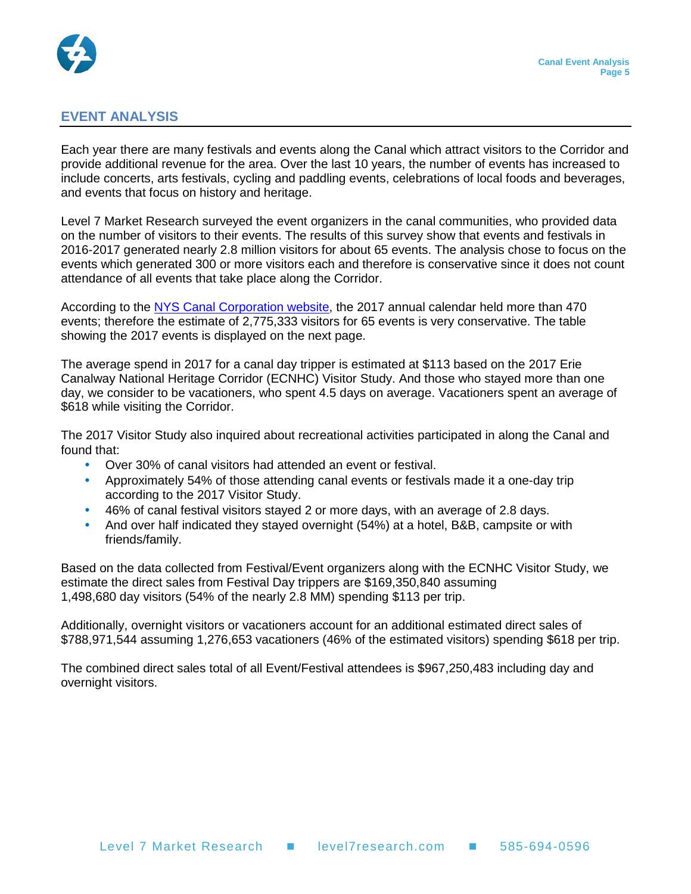## EVENT ANALYSIS

Each year there are many festivals and events along the Canal which attract visitors to the Corridor and provide additional revenue for the area. Over the last 10 years, the number of events has increased to include concerts, arts festivals, cycling and paddling events, celebrations of local foods and beverages, and events that focus on history and heritage.

Level 7 Market Research surveyed the event organizers in the canal communities, who provided data on the number of visitors to their events. The results of this survey show that events and festivals in 2016-2017 generated nearly 2.8 million visitors for about 65 events. The analysis chose to focus on the events which generated 300 or more visitors each and therefore is conservative since it does not count attendance of all events that take place along the Corridor.

According to the NYS Canal Corporation website, the 2017 annual calendar held more than 470 events; therefore the estimate of 2,775,333 visitors for 65 events is very conservative. The table showing the 2017 events is displayed on the next page.

The average spend in 2017 for a canal day tripper is estimated at $113 based on the 2017 Erie Canalway National Heritage Corridor (ECNHC) Visitor Study. And those who stayed more than one day, we consider to be vacationers, who spent 4.5 days on average. Vacationers spent an average of $618 while visiting the Corridor.

The 2017 Visitor Study also inquired about recreational activities participated in along the Canal and found that:

- Over 30% of canal visitors had attended an event or festival.
- Approximately 54% of those attending canal events or festivals made it a one-day trip according to the 2017 Visitor Study.
- 46% of canal festival visitors stayed 2 or more days, with an average of 2.8 days.
- And over half indicated they stayed overnight (54%) at a hotel, B&B, campsite or with friends/family.

Based on the data collected from Festival/Event organizers along with the ECNHC Visitor Study, we estimate the direct sales from Festival Day trippers are $169,350,840 assuming 1,498,680 day visitors (54% of the nearly 2.8 MM) spending $113 per trip.

Additionally, overnight visitors or vacationers account for an additional estimated direct sales of $788,971,544 assuming 1,276,653 vacationers (46% of the estimated visitors) spending $618 per trip.

The combined direct sales total of all Event/Festival attendees is $967,250,483 including day and overnight visitors.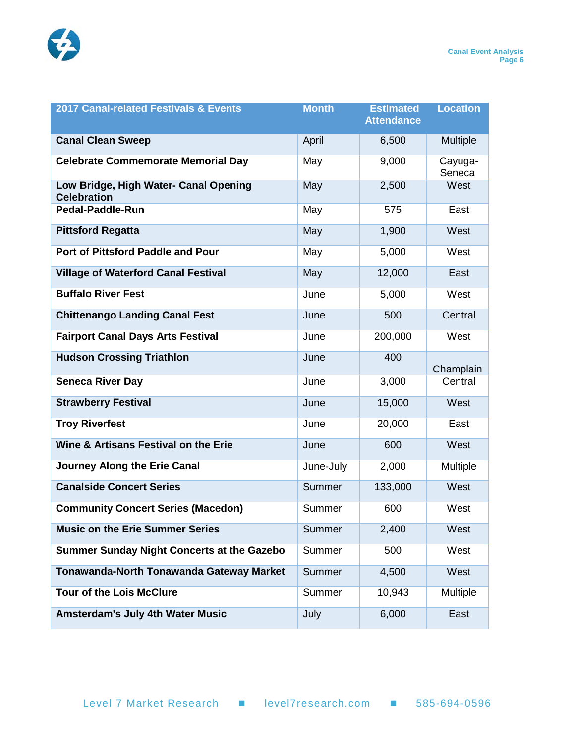| 2017 Canal-related Festivals & Events | Month | Estimated Attendance | Location |
|---|---|---|---|
| **Canal Clean Sweep** | April | 6,500 | Multiple |
| **Celebrate Commemorate Memorial Day** | May | 9,000 | Cayuga-Seneca |
| **Low Bridge, High Water- Canal Opening Celebration** | May | 2,500 | West |
| **Pedal-Paddle-Run** | May | 575 | East |
| **Pittsford Regatta** | May | 1,900 | West |
| **Port of Pittsford Paddle and Pour** | May | 5,000 | West |
| **Village of Waterford Canal Festival** | May | 12,000 | East |
| **Buffalo River Fest** | June | 5,000 | West |
| **Chittenango Landing Canal Fest** | June | 500 | Central |
| **Fairport Canal Days Arts Festival** | June | 200,000 | West |
| **Hudson Crossing Triathlon** | June | 400 | Champlain |
| **Seneca River Day** | June | 3,000 | Central |
| **Strawberry Festival** | June | 15,000 | West |
| **Troy Riverfest** | June | 20,000 | East |
| **Wine & Artisans Festival on the Erie** | June | 600 | West |
| **Journey Along the Erie Canal** | June-July | 2,000 | Multiple |
| **Canalside Concert Series** | Summer | 133,000 | West |
| **Community Concert Series (Macedon)** | Summer | 600 | West |
| **Music on the Erie Summer Series** | Summer | 2,400 | West |
| **Summer Sunday Night Concerts at the Gazebo** | Summer | 500 | West |
| **Tonawanda-North Tonawanda Gateway Market** | Summer | 4,500 | West |
| **Tour of the Lois McClure** | Summer | 10,943 | Multiple |
| **Amsterdam's July 4th Water Music** | July | 6,000 | East |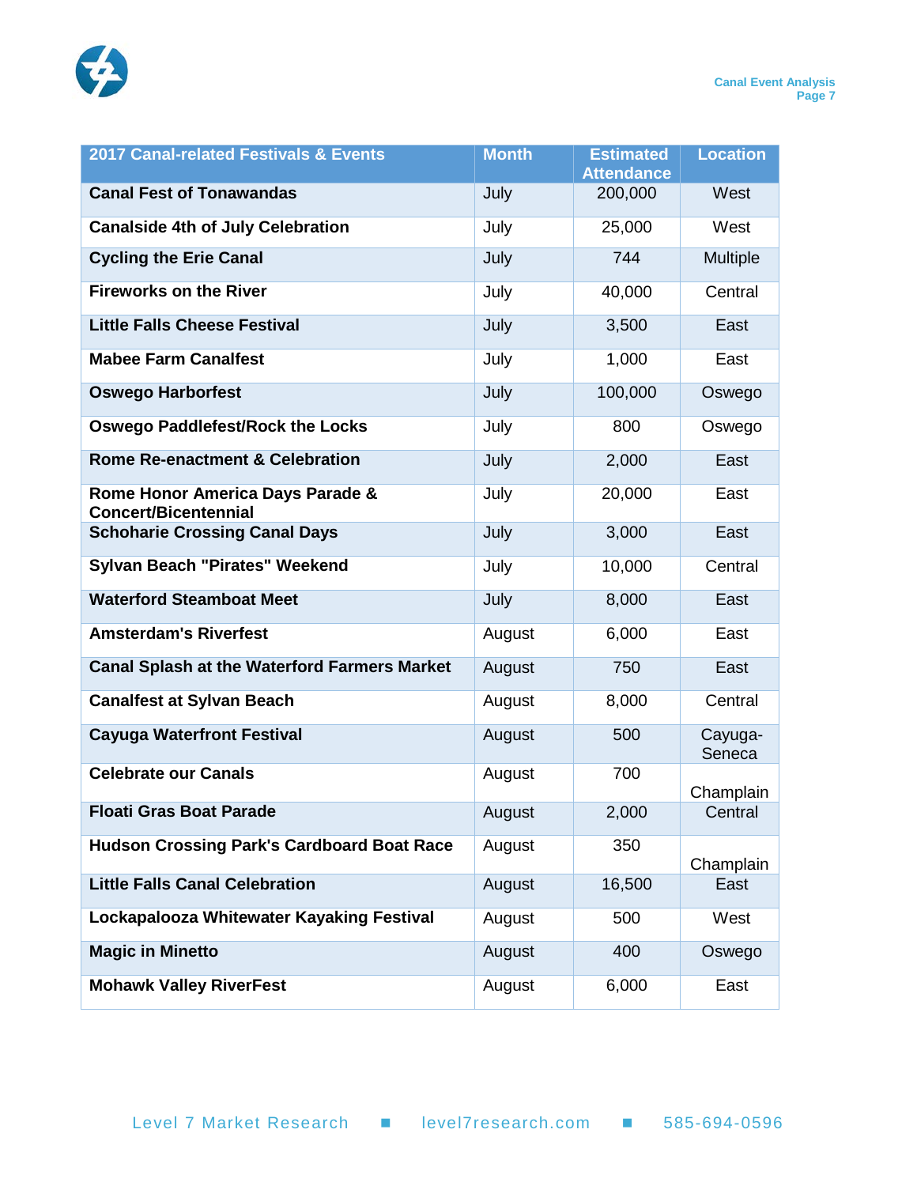| 2017 Canal-related Festivals & Events | Month | Estimated Attendance | Location |
|---|---|---|---|
| **Canal Fest of Tonawandas** | July | 200,000 | West |
| **Canalside 4th of July Celebration** | July | 25,000 | West |
| **Cycling the Erie Canal** | July | 744 | Multiple |
| **Fireworks on the River** | July | 40,000 | Central |
| **Little Falls Cheese Festival** | July | 3,500 | East |
| **Mabee Farm Canalfest** | July | 1,000 | East |
| **Oswego Harborfest** | July | 100,000 | Oswego |
| **Oswego Paddlefest/Rock the Locks** | July | 800 | Oswego |
| **Rome Re-enactment & Celebration** | July | 2,000 | East |
| **Rome Honor America Days Parade & Concert/Bicentennial** | July | 20,000 | East |
| **Schoharie Crossing Canal Days** | July | 3,000 | East |
| **Sylvan Beach "Pirates" Weekend** | July | 10,000 | Central |
| **Waterford Steamboat Meet** | July | 8,000 | East |
| **Amsterdam's Riverfest** | August | 6,000 | East |
| **Canal Splash at the Waterford Farmers Market** | August | 750 | East |
| **Canalfest at Sylvan Beach** | August | 8,000 | Central |
| **Cayuga Waterfront Festival** | August | 500 | Cayuga-Seneca |
| **Celebrate our Canals** | August | 700 | Champlain |
| **Floati Gras Boat Parade** | August | 2,000 | Central |
| **Hudson Crossing Park's Cardboard Boat Race** | August | 350 | Champlain |
| **Little Falls Canal Celebration** | August | 16,500 | East |
| **Lockapalooza Whitewater Kayaking Festival** | August | 500 | West |
| **Magic in Minetto** | August | 400 | Oswego |
| **Mohawk Valley RiverFest** | August | 6,000 | East |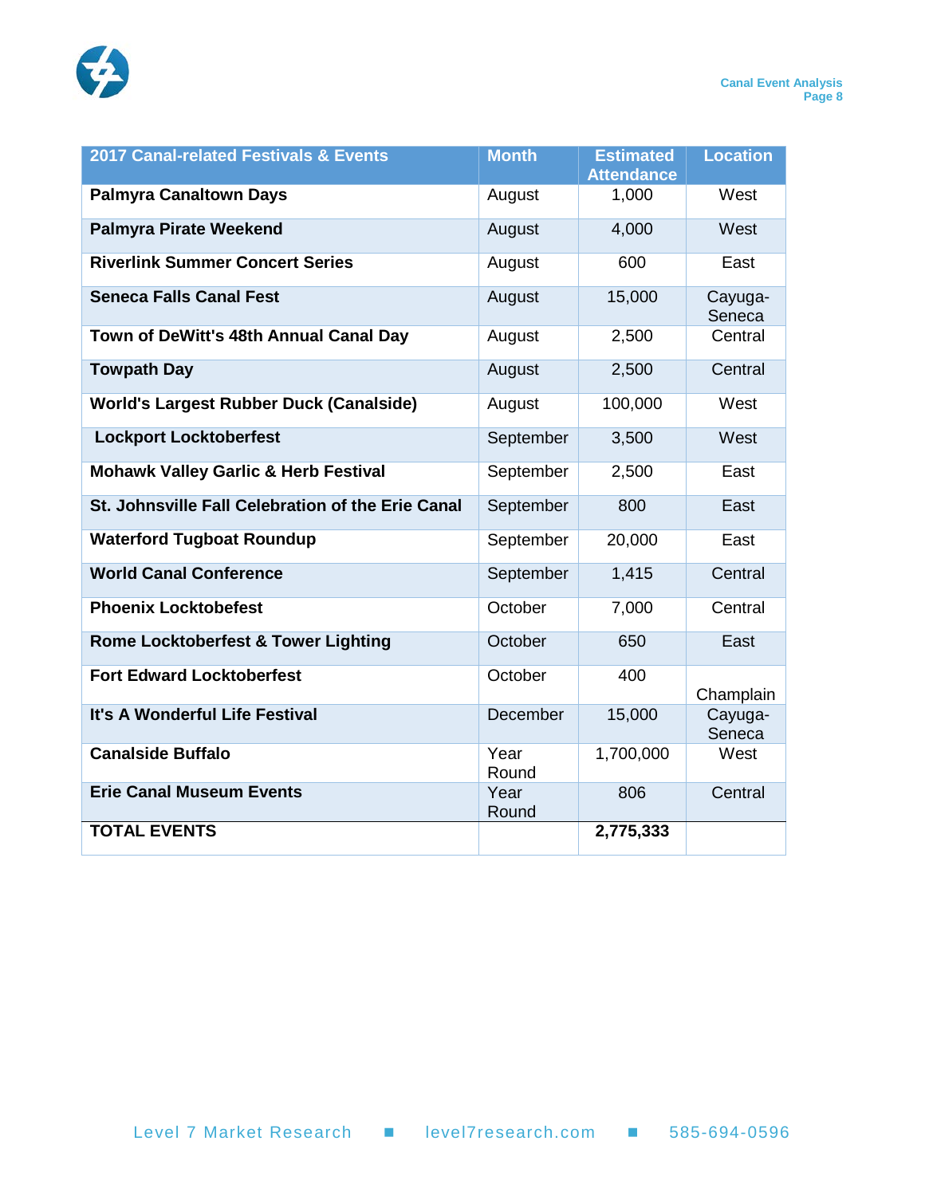| 2017 Canal-related Festivals & Events | Month | Estimated Attendance | Location |
|---|---|---|---|
| **Palmyra Canaltown Days** | August | 1,000 | West |
| **Palmyra Pirate Weekend** | August | 4,000 | West |
| **Riverlink Summer Concert Series** | August | 600 | East |
| **Seneca Falls Canal Fest** | August | 15,000 | Cayuga-Seneca |
| **Town of DeWitt's 48th Annual Canal Day** | August | 2,500 | Central |
| **Towpath Day** | August | 2,500 | Central |
| **World's Largest Rubber Duck (Canalside)** | August | 100,000 | West |
| **Lockport Locktoberfest** | September | 3,500 | West |
| **Mohawk Valley Garlic & Herb Festival** | September | 2,500 | East |
| **St. Johnsville Fall Celebration of the Erie Canal** | September | 800 | East |
| **Waterford Tugboat Roundup** | September | 20,000 | East |
| **World Canal Conference** | September | 1,415 | Central |
| **Phoenix Locktobefest** | October | 7,000 | Central |
| **Rome Locktoberfest & Tower Lighting** | October | 650 | East |
| **Fort Edward Locktoberfest** | October | 400 | Champlain |
| **It's A Wonderful Life Festival** | December | 15,000 | Cayuga-Seneca |
| **Canalside Buffalo** | Year Round | 1,700,000 | West |
| **Erie Canal Museum Events** | Year Round | 806 | Central |
| **TOTAL EVENTS** | | **2,775,333** | |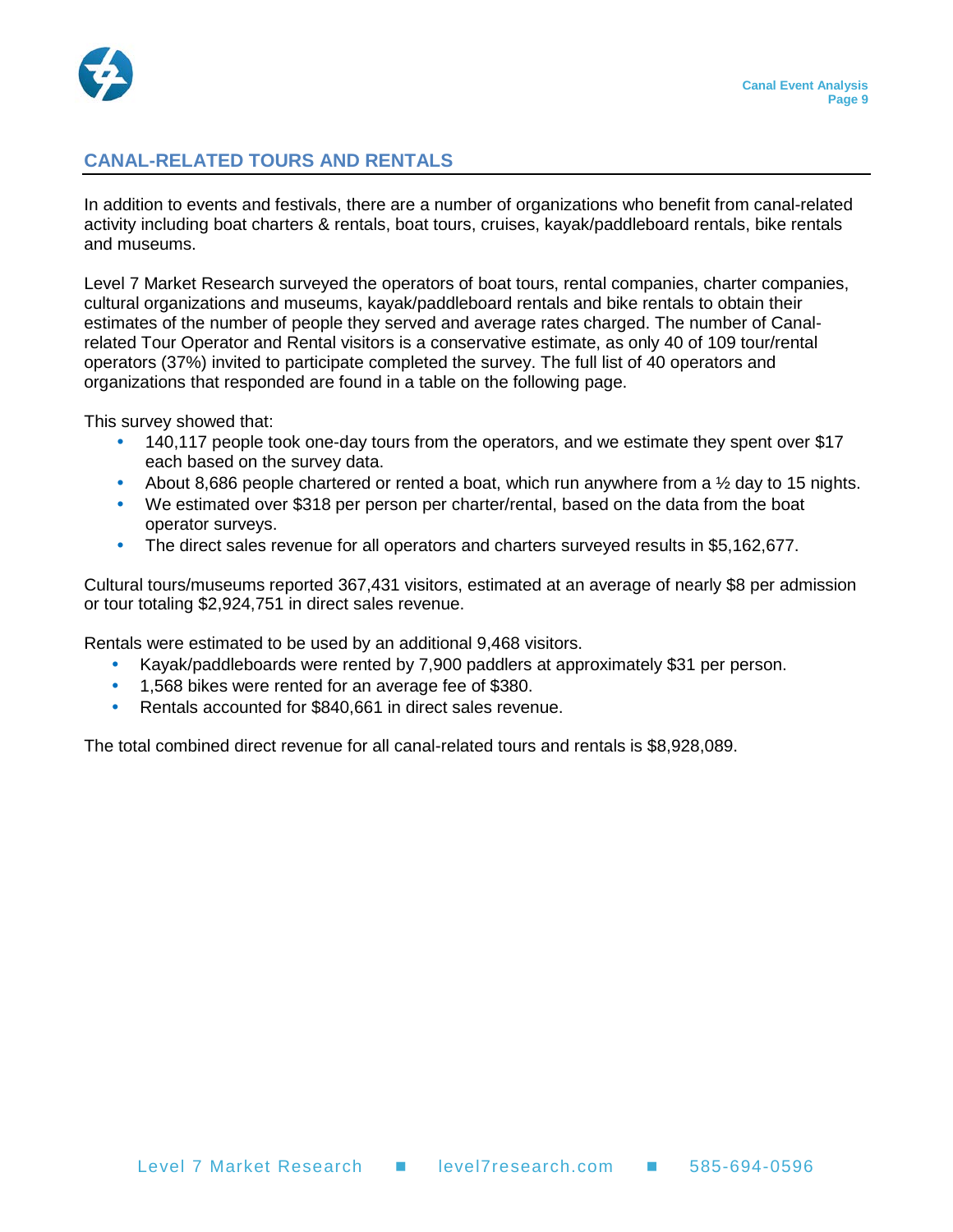## CANAL-RELATED TOURS AND RENTALS

In addition to events and festivals, there are a number of organizations who benefit from canal-related activity including boat charters & rentals, boat tours, cruises, kayak/paddleboard rentals, bike rentals and museums.

Level 7 Market Research surveyed the operators of boat tours, rental companies, charter companies, cultural organizations and museums, kayak/paddleboard rentals and bike rentals to obtain their estimates of the number of people they served and average rates charged. The number of Canal-related Tour Operator and Rental visitors is a conservative estimate, as only 40 of 109 tour/rental operators (37%) invited to participate completed the survey. The full list of 40 operators and organizations that responded are found in a table on the following page.

This survey showed that:

- 140,117 people took one-day tours from the operators, and we estimate they spent over $17 each based on the survey data.
- About 8,686 people chartered or rented a boat, which run anywhere from a ½ day to 15 nights.
- We estimated over $318 per person per charter/rental, based on the data from the boat operator surveys.
- The direct sales revenue for all operators and charters surveyed results in $5,162,677.

Cultural tours/museums reported 367,431 visitors, estimated at an average of nearly $8 per admission or tour totaling $2,924,751 in direct sales revenue.

Rentals were estimated to be used by an additional 9,468 visitors.

- Kayak/paddleboards were rented by 7,900 paddlers at approximately $31 per person.
- 1,568 bikes were rented for an average fee of $380.
- Rentals accounted for $840,661 in direct sales revenue.

The total combined direct revenue for all canal-related tours and rentals is $8,928,089.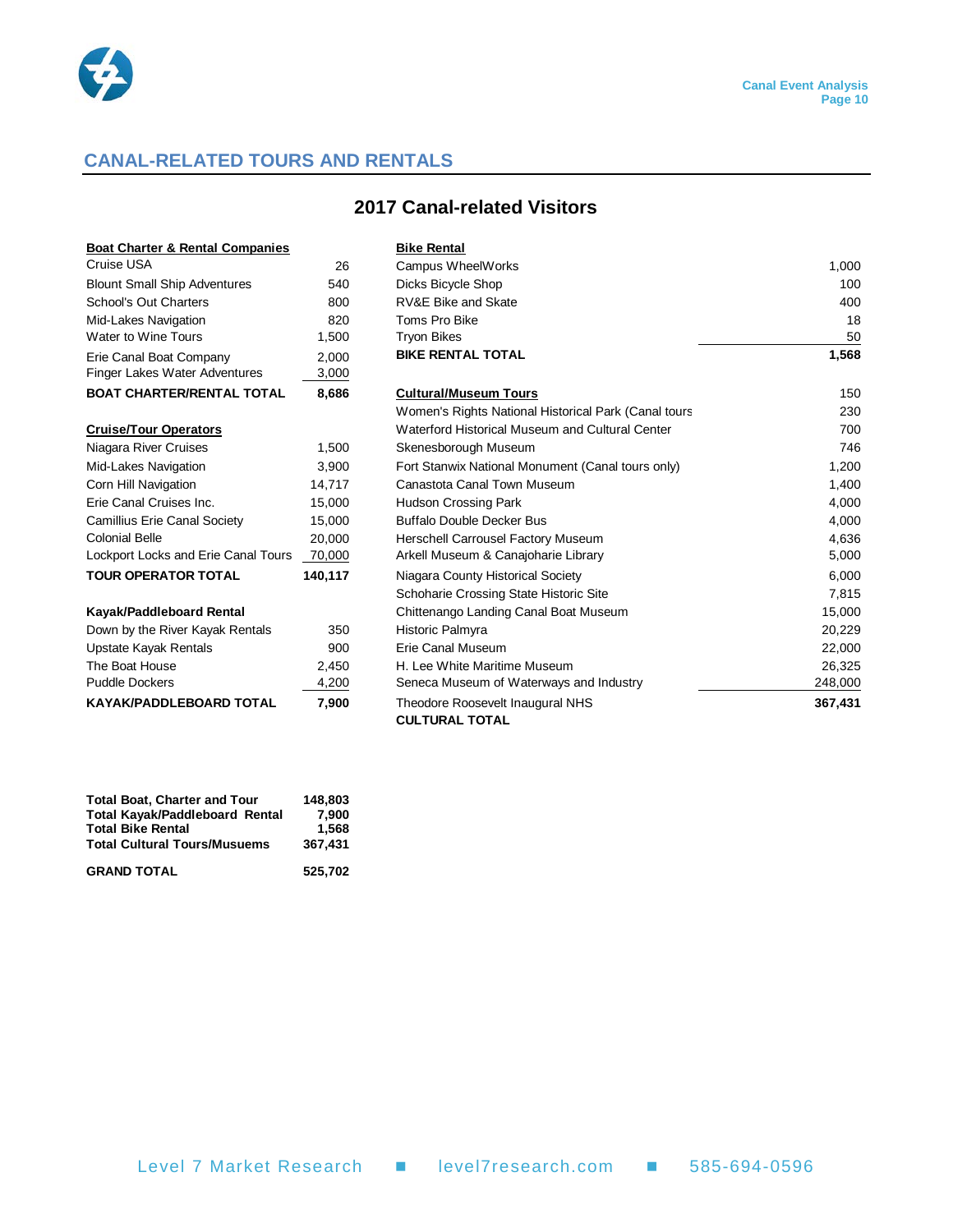## CANAL-RELATED TOURS AND RENTALS

### 2017 Canal-related Visitors

| Boat Charter & Rental Companies | |
|---|---|
| Cruise USA | 26 |
| Blount Small Ship Adventures | 540 |
| School's Out Charters | 800 |
| Mid-Lakes Navigation | 820 |
| Water to Wine Tours | 1,500 |
| Erie Canal Boat Company | 2,000 |
| Finger Lakes Water Adventures | 3,000 |
| **BOAT CHARTER/RENTAL TOTAL** | **8,686** |

| Cruise/Tour Operators | |
|---|---|
| Niagara River Cruises | 1,500 |
| Mid-Lakes Navigation | 3,900 |
| Corn Hill Navigation | 14,717 |
| Erie Canal Cruises Inc. | 15,000 |
| Camillius Erie Canal Society | 15,000 |
| Colonial Belle | 20,000 |
| Lockport Locks and Erie Canal Tours | 70,000 |
| **TOUR OPERATOR TOTAL** | **140,117** |

| Kayak/Paddleboard Rental | |
|---|---|
| Down by the River Kayak Rentals | 350 |
| Upstate Kayak Rentals | 900 |
| The Boat House | 2,450 |
| Puddle Dockers | 4,200 |
| **KAYAK/PADDLEBOARD TOTAL** | **7,900** |

| Bike Rental | |
|---|---|
| Campus WheelWorks | 1,000 |
| Dicks Bicycle Shop | 100 |
| RV&E Bike and Skate | 400 |
| Toms Pro Bike | 18 |
| Tryon Bikes | 50 |
| **BIKE RENTAL TOTAL** | **1,568** |

| Cultural/Museum Tours | |
|---|---|
| | 150 |
| Women's Rights National Historical Park (Canal tours | 230 |
| Waterford Historical Museum and Cultural Center | 700 |
| Skenesborough Museum | 746 |
| Fort Stanwix National Monument (Canal tours only) | 1,200 |
| Canastota Canal Town Museum | 1,400 |
| Hudson Crossing Park | 4,000 |
| Buffalo Double Decker Bus | 4,000 |
| Herschell Carrousel Factory Museum | 4,636 |
| Arkell Museum & Canajoharie Library | 5,000 |
| Niagara County Historical Society | 6,000 |
| Schoharie Crossing State Historic Site | 7,815 |
| Chittenango Landing Canal Boat Museum | 15,000 |
| Historic Palmyra | 20,229 |
| Erie Canal Museum | 22,000 |
| H. Lee White Maritime Museum | 26,325 |
| Seneca Museum of Waterways and Industry | 248,000 |
| Theodore Roosevelt Inaugural NHS | **367,431** |
| **CULTURAL TOTAL** | |

| | |
|---|---|
| **Total Boat, Charter and Tour** | **148,803** |
| **Total Kayak/Paddleboard Rental** | **7,900** |
| **Total Bike Rental** | **1,568** |
| **Total Cultural Tours/Musuems** | **367,431** |
| **GRAND TOTAL** | **525,702** |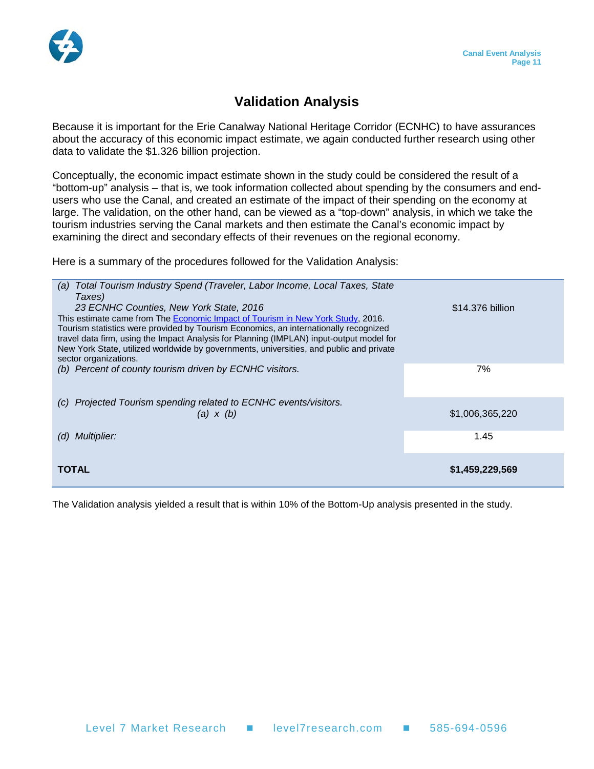# Validation Analysis

Because it is important for the Erie Canalway National Heritage Corridor (ECNHC) to have assurances about the accuracy of this economic impact estimate, we again conducted further research using other data to validate the $1.326 billion projection.

Conceptually, the economic impact estimate shown in the study could be considered the result of a "bottom-up" analysis – that is, we took information collected about spending by the consumers and end-users who use the Canal, and created an estimate of the impact of their spending on the economy at large. The validation, on the other hand, can be viewed as a "top-down" analysis, in which we take the tourism industries serving the Canal markets and then estimate the Canal's economic impact by examining the direct and secondary effects of their revenues on the regional economy.

Here is a summary of the procedures followed for the Validation Analysis:

| | |
|---|---|
| *(a) Total Tourism Industry Spend (Traveler, Labor Income, Local Taxes, State Taxes)*<br>*23 ECNHC Counties, New York State, 2016*<br>This estimate came from The Economic Impact of Tourism in New York Study, 2016. Tourism statistics were provided by Tourism Economics, an internationally recognized travel data firm, using the Impact Analysis for Planning (IMPLAN) input-output model for New York State, utilized worldwide by governments, universities, and public and private sector organizations. | $14.376 billion |
| *(b) Percent of county tourism driven by ECNHC visitors.* | 7% |
| *(c) Projected Tourism spending related to ECNHC events/visitors.*<br>*(a) x (b)* | $1,006,365,220 |
| *(d) Multiplier:* | 1.45 |
| **TOTAL** | **$1,459,229,569** |

The Validation analysis yielded a result that is within 10% of the Bottom-Up analysis presented in the study.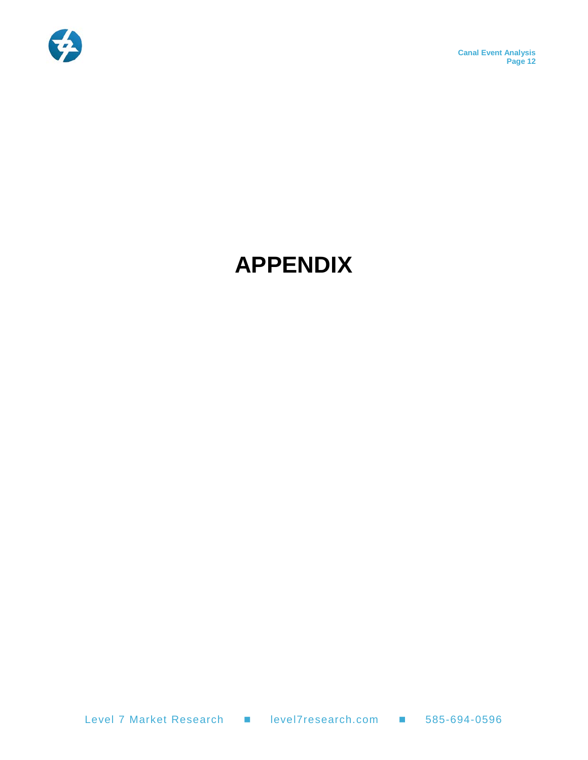# APPENDIX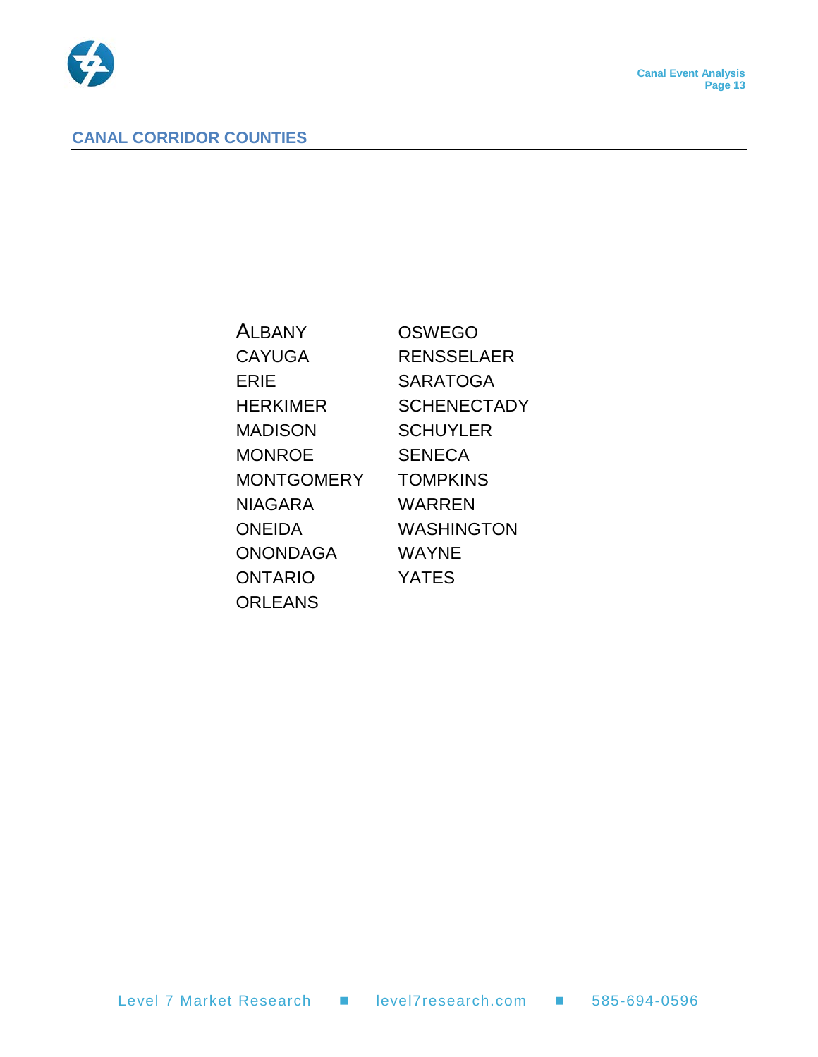## CANAL CORRIDOR COUNTIES

ALBANY
CAYUGA
ERIE
HERKIMER
MADISON
MONROE
MONTGOMERY
NIAGARA
ONEIDA
ONONDAGA
ONTARIO
ORLEANS
OSWEGO
RENSSELAER
SARATOGA
SCHENECTADY
SCHUYLER
SENECA
TOMPKINS
WARREN
WASHINGTON
WAYNE
YATES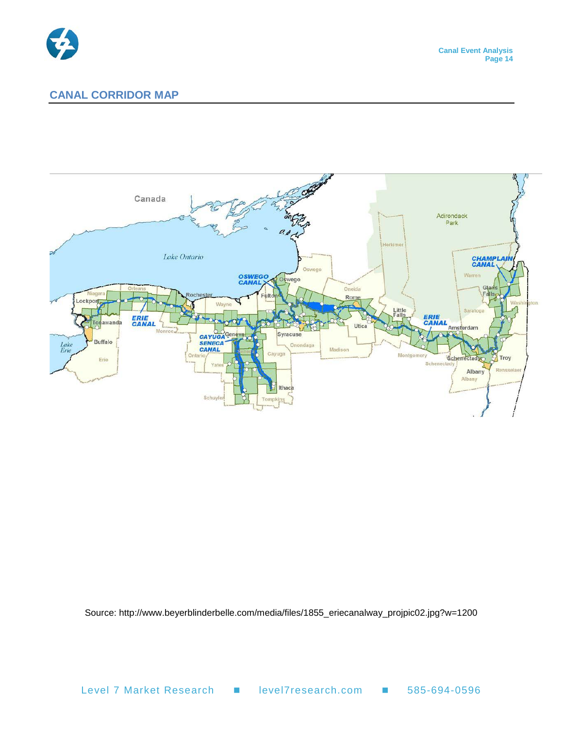## CANAL CORRIDOR MAP

Source: http://www.beyerblinderbelle.com/media/files/1855_eriecanalway_projpic02.jpg?w=1200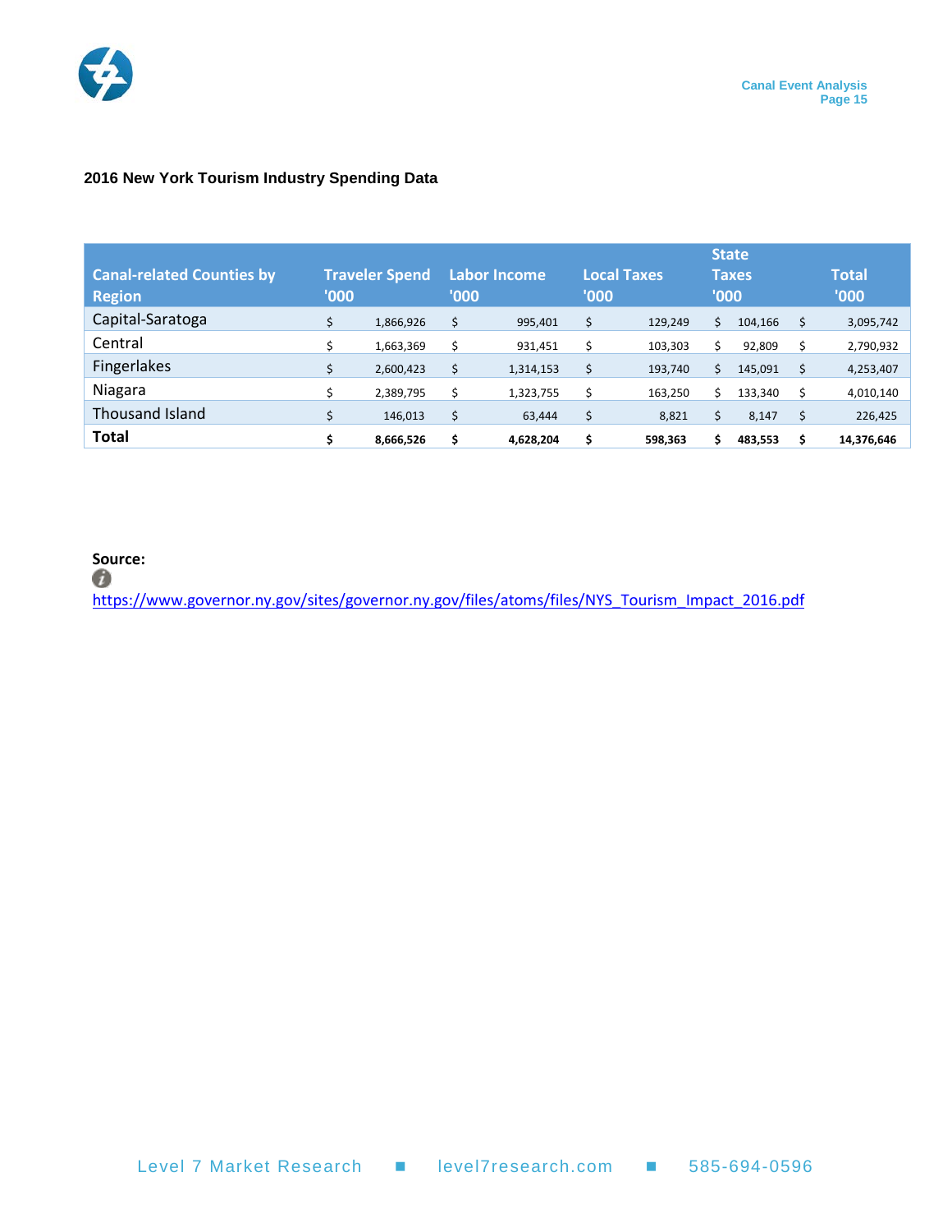**2016 New York Tourism Industry Spending Data**

| Canal-related Counties by Region | Traveler Spend '000 | Labor Income '000 | Local Taxes '000 | State Taxes '000 | Total '000 |
|---|---|---|---|---|---|
| Capital-Saratoga | $ 1,866,926 | $ 995,401 | $ 129,249 | $ 104,166 | $ 3,095,742 |
| Central | $ 1,663,369 | $ 931,451 | $ 103,303 | $ 92,809 | $ 2,790,932 |
| Fingerlakes | $ 2,600,423 | $ 1,314,153 | $ 193,740 | $ 145,091 | $ 4,253,407 |
| Niagara | $ 2,389,795 | $ 1,323,755 | $ 163,250 | $ 133,340 | $ 4,010,140 |
| Thousand Island | $ 146,013 | $ 63,444 | $ 8,821 | $ 8,147 | $ 226,425 |
| **Total** | **$ 8,666,526** | **$ 4,628,204** | **$ 598,363** | **$ 483,553** | **$ 14,376,646** |

**Source:**

https://www.governor.ny.gov/sites/governor.ny.gov/files/atoms/files/NYS_Tourism_Impact_2016.pdf